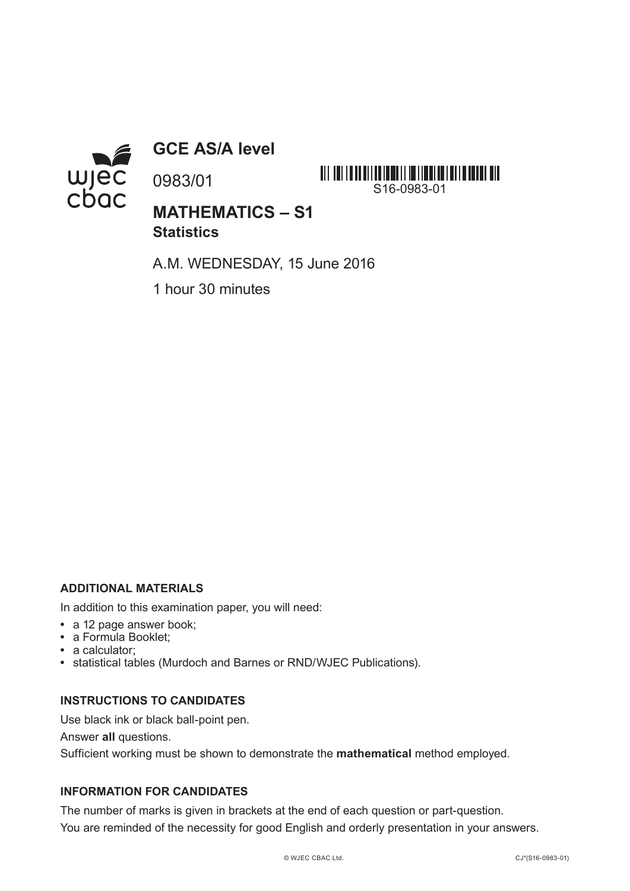# GCE AS/A level

0983/01

S16-0983-01

## MATHEMATICS – S1
### Statistics

A.M. WEDNESDAY, 15 June 2016

1 hour 30 minutes

**ADDITIONAL MATERIALS**

In addition to this examination paper, you will need:

- a 12 page answer book;
- a Formula Booklet;
- a calculator;
- statistical tables (Murdoch and Barnes or RND/WJEC Publications).

**INSTRUCTIONS TO CANDIDATES**

Use black ink or black ball-point pen.

Answer **all** questions.

Sufficient working must be shown to demonstrate the **mathematical** method employed.

**INFORMATION FOR CANDIDATES**

The number of marks is given in brackets at the end of each question or part-question.

You are reminded of the necessity for good English and orderly presentation in your answers.

© WJEC CBAC Ltd. CJ*(S16-0983-01)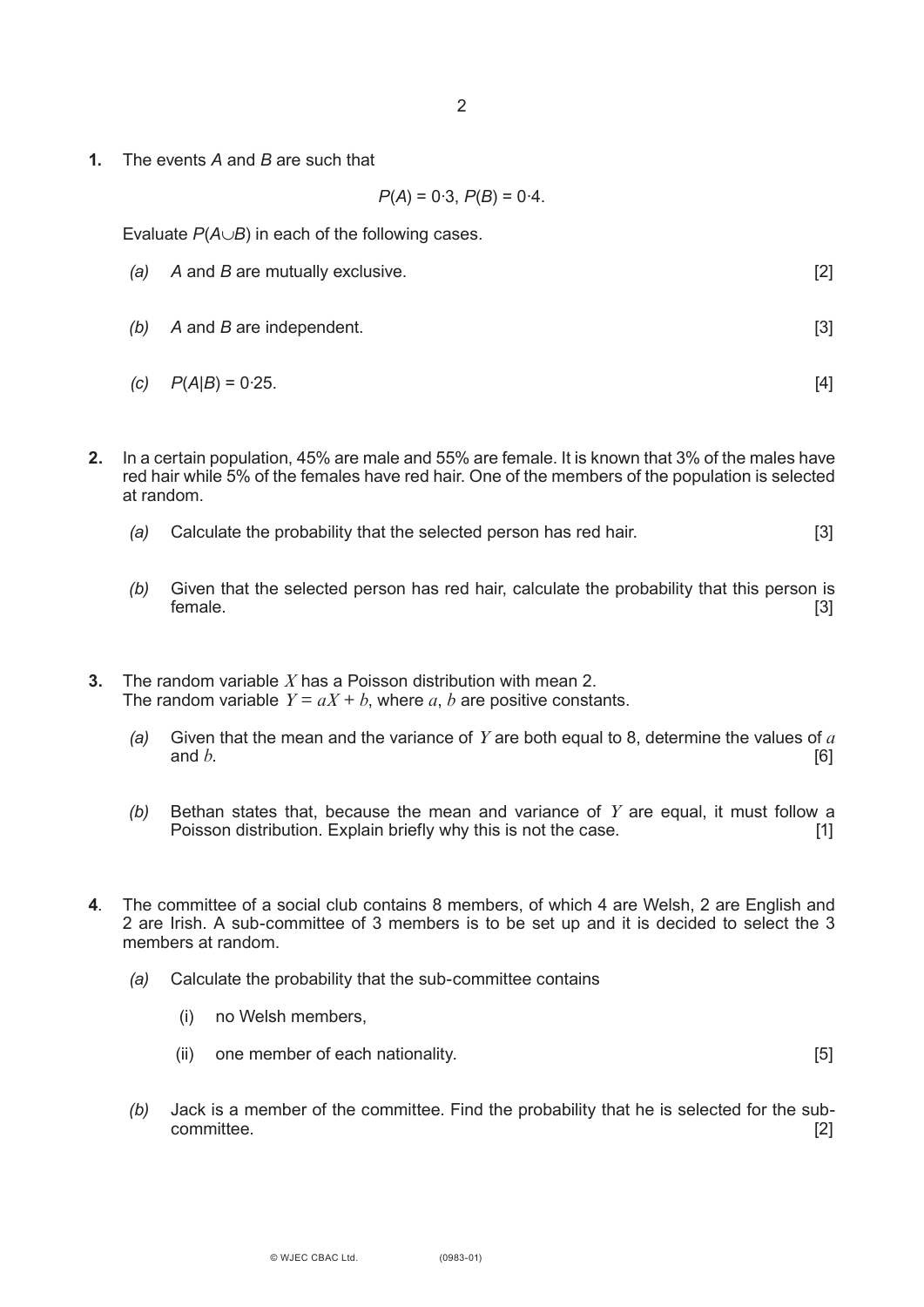**1.** The events $A$ and $B$ are such that

$$P(A) = 0{\cdot}3,\ P(B) = 0{\cdot}4.$$

Evaluate $P(A \cup B)$ in each of the following cases.

*(a)* $A$ and $B$ are mutually exclusive. [2]

*(b)* $A$ and $B$ are independent. [3]

*(c)* $P(A|B) = 0{\cdot}25$. [4]

**2.** In a certain population, 45% are male and 55% are female. It is known that 3% of the males have red hair while 5% of the females have red hair. One of the members of the population is selected at random.

*(a)* Calculate the probability that the selected person has red hair. [3]

*(b)* Given that the selected person has red hair, calculate the probability that this person is female. [3]

**3.** The random variable $X$ has a Poisson distribution with mean 2.
The random variable $Y = aX + b$, where $a$, $b$ are positive constants.

*(a)* Given that the mean and the variance of $Y$ are both equal to 8, determine the values of $a$ and $b$. [6]

*(b)* Bethan states that, because the mean and variance of $Y$ are equal, it must follow a Poisson distribution. Explain briefly why this is not the case. [1]

**4**. The committee of a social club contains 8 members, of which 4 are Welsh, 2 are English and 2 are Irish. A sub-committee of 3 members is to be set up and it is decided to select the 3 members at random.

*(a)* Calculate the probability that the sub-committee contains

(i) no Welsh members,

(ii) one member of each nationality. [5]

*(b)* Jack is a member of the committee. Find the probability that he is selected for the sub-committee. [2]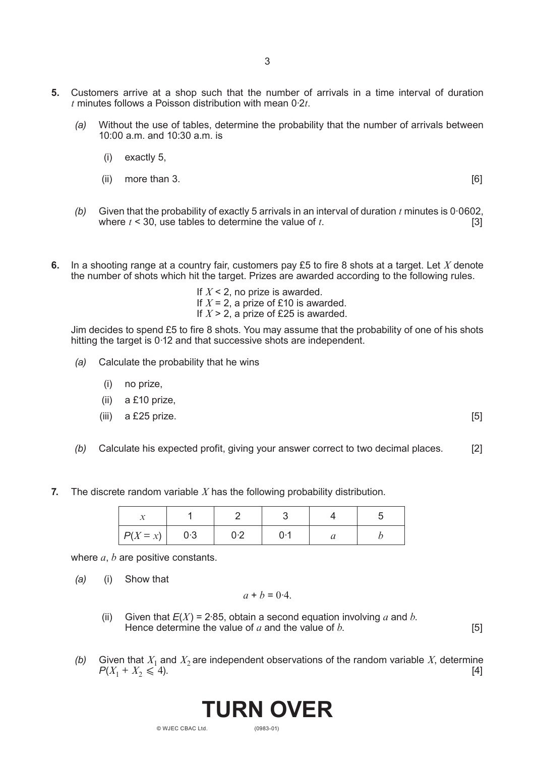**5.** Customers arrive at a shop such that the number of arrivals in a time interval of duration $t$ minutes follows a Poisson distribution with mean $0{\cdot}2t$.

*(a)* Without the use of tables, determine the probability that the number of arrivals between 10:00 a.m. and 10:30 a.m. is

(i) exactly 5,

(ii) more than 3. [6]

*(b)* Given that the probability of exactly 5 arrivals in an interval of duration $t$ minutes is 0·0602, where $t < 30$, use tables to determine the value of $t$. [3]

**6.** In a shooting range at a country fair, customers pay £5 to fire 8 shots at a target. Let $X$ denote the number of shots which hit the target. Prizes are awarded according to the following rules.

If $X < 2$, no prize is awarded.
If $X = 2$, a prize of £10 is awarded.
If $X > 2$, a prize of £25 is awarded.

Jim decides to spend £5 to fire 8 shots. You may assume that the probability of one of his shots hitting the target is 0·12 and that successive shots are independent.

*(a)* Calculate the probability that he wins

(i) no prize,

(ii) a £10 prize,

(iii) a £25 prize. [5]

*(b)* Calculate his expected profit, giving your answer correct to two decimal places. [2]

**7.** The discrete random variable $X$ has the following probability distribution.

| $x$ | 1 | 2 | 3 | 4 | 5 |
|---|---|---|---|---|---|
| $P(X = x)$ | 0·3 | 0·2 | 0·1 | $a$ | $b$ |

where $a$, $b$ are positive constants.

*(a)* (i) Show that

$$a + b = 0{\cdot}4.$$

(ii) Given that $E(X) = 2{\cdot}85$, obtain a second equation involving $a$ and $b$. Hence determine the value of $a$ and the value of $b$. [5]

*(b)* Given that $X_1$ and $X_2$ are independent observations of the random variable $X$, determine $P(X_1 + X_2 \leqslant 4)$. [4]

**TURN OVER**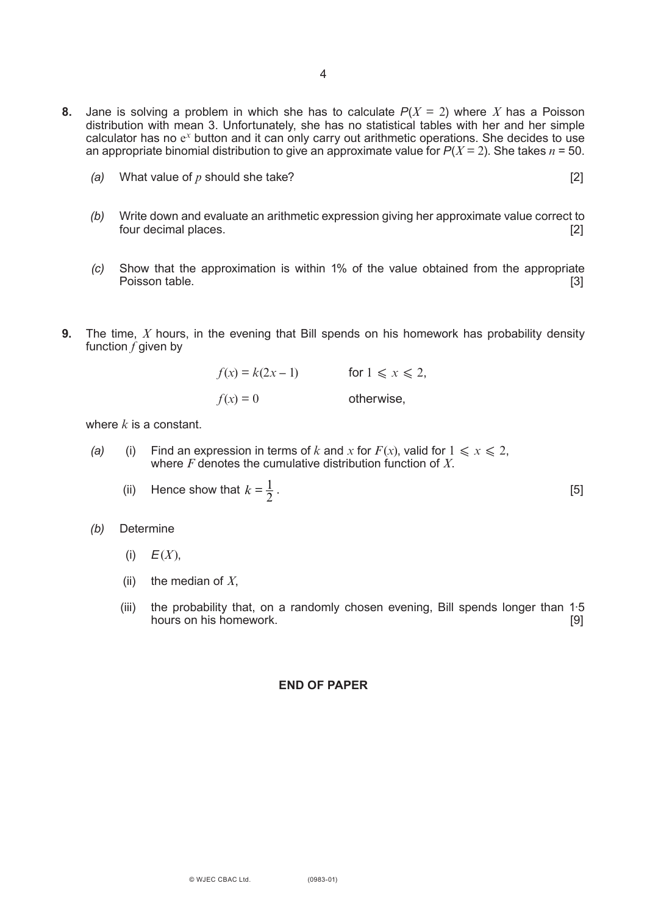**8.** Jane is solving a problem in which she has to calculate $P(X = 2)$ where $X$ has a Poisson distribution with mean 3. Unfortunately, she has no statistical tables with her and her simple calculator has no $e^x$ button and it can only carry out arithmetic operations. She decides to use an appropriate binomial distribution to give an approximate value for $P(X = 2)$. She takes $n = 50$.

*(a)* What value of $p$ should she take? [2]

*(b)* Write down and evaluate an arithmetic expression giving her approximate value correct to four decimal places. [2]

*(c)* Show that the approximation is within 1% of the value obtained from the appropriate Poisson table. [3]

**9.** The time, $X$ hours, in the evening that Bill spends on his homework has probability density function $f$ given by

$$f(x) = k(2x - 1) \qquad \text{for } 1 \leqslant x \leqslant 2,$$

$$f(x) = 0 \qquad \text{otherwise,}$$

where $k$ is a constant.

*(a)* (i) Find an expression in terms of $k$ and $x$ for $F(x)$, valid for $1 \leqslant x \leqslant 2$, where $F$ denotes the cumulative distribution function of $X$.

(ii) Hence show that $k = \frac{1}{2}$. [5]

*(b)* Determine

(i) $E(X)$,

(ii) the median of $X$,

(iii) the probability that, on a randomly chosen evening, Bill spends longer than 1·5 hours on his homework. [9]

**END OF PAPER**